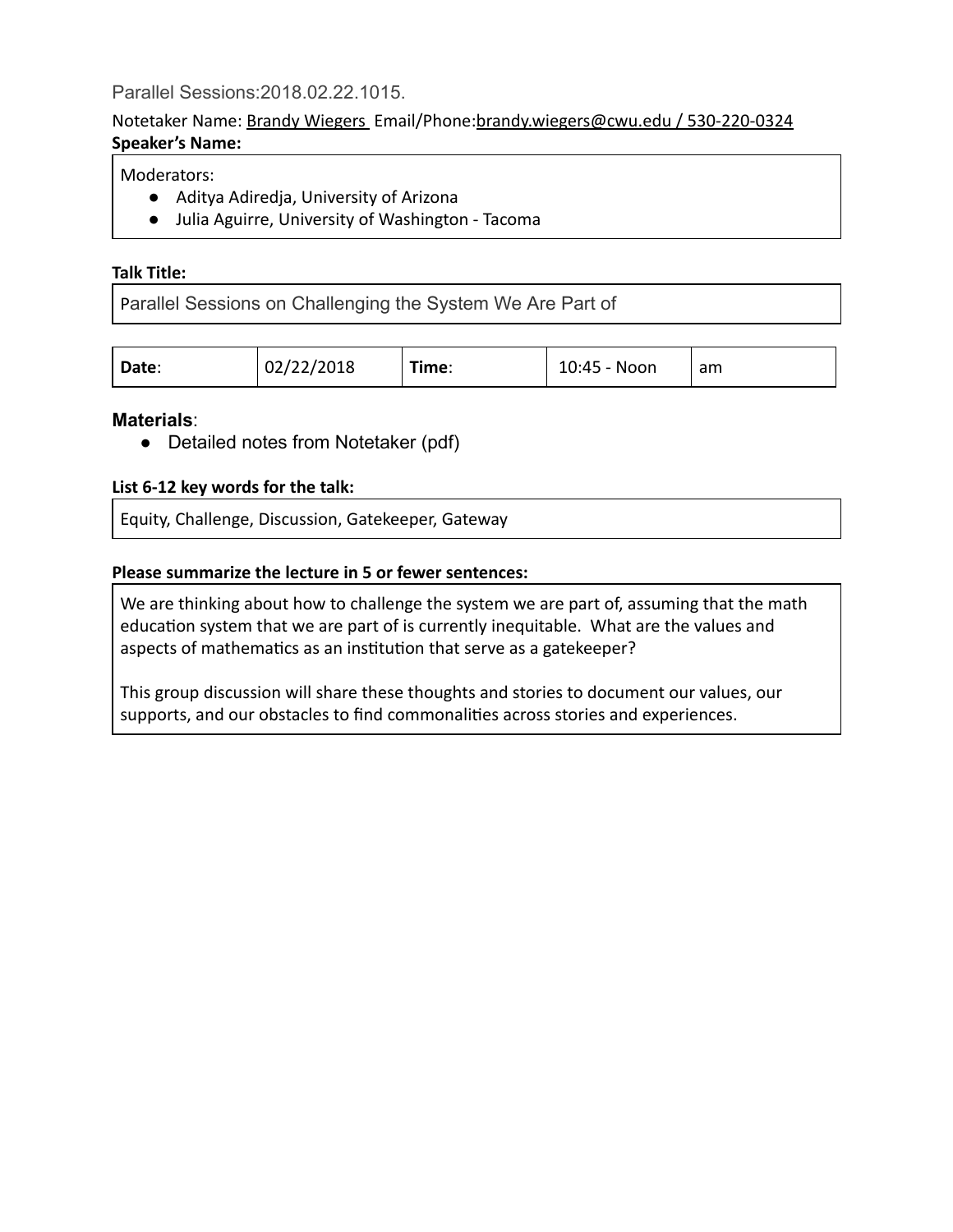Parallel Sessions:2018.02.22.1015.

Notetaker Name: Brandy Wiegers Email/Phone:brandy.wiegers@cwu.edu / 530-220-0324

**Speaker's Name:**

Moderators:
- Aditya Adiredja, University of Arizona
- Julia Aguirre, University of Washington - Tacoma

**Talk Title:**

Parallel Sessions on Challenging the System We Are Part of

| **Date**: | 02/22/2018 | **Time**: | 10:45 - Noon | am |
|---|---|---|---|---|

**Materials**:
- Detailed notes from Notetaker (pdf)

**List 6-12 key words for the talk:**

Equity, Challenge, Discussion, Gatekeeper, Gateway

**Please summarize the lecture in 5 or fewer sentences:**

We are thinking about how to challenge the system we are part of, assuming that the math education system that we are part of is currently inequitable. What are the values and aspects of mathematics as an institution that serve as a gatekeeper?

This group discussion will share these thoughts and stories to document our values, our supports, and our obstacles to find commonalities across stories and experiences.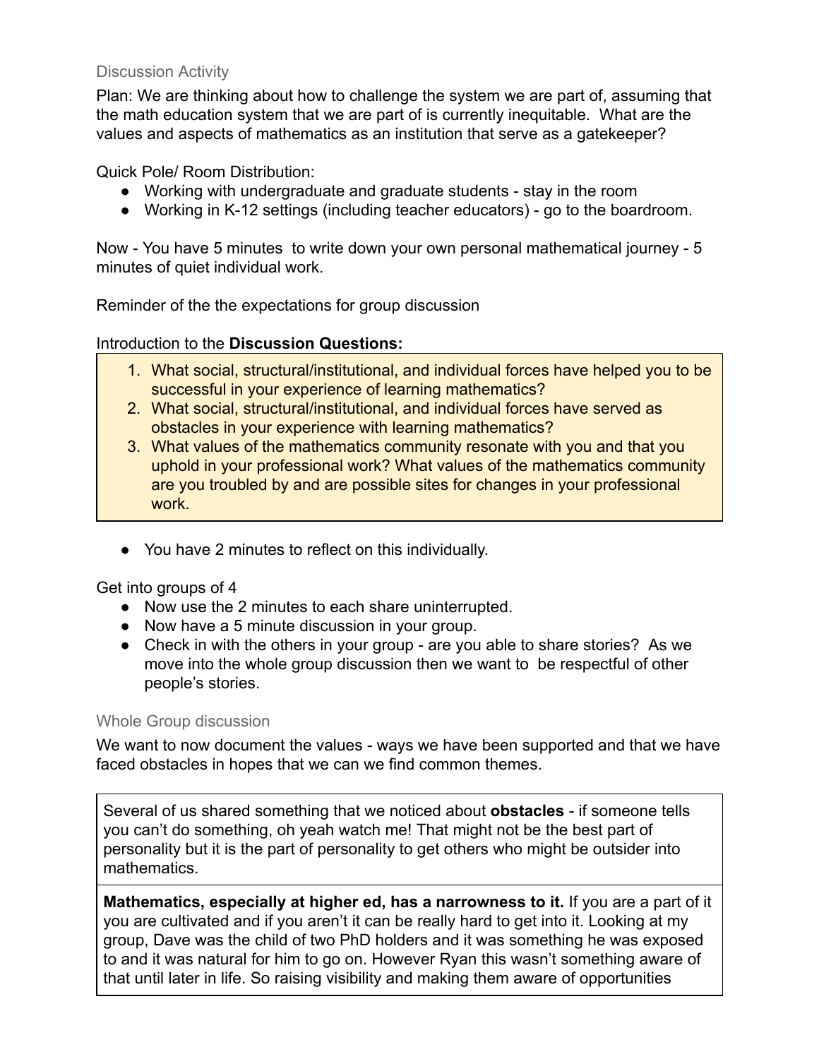## Discussion Activity

Plan: We are thinking about how to challenge the system we are part of, assuming that the math education system that we are part of is currently inequitable. What are the values and aspects of mathematics as an institution that serve as a gatekeeper?

Quick Pole/ Room Distribution:

- Working with undergraduate and graduate students - stay in the room
- Working in K-12 settings (including teacher educators) - go to the boardroom.

Now - You have 5 minutes to write down your own personal mathematical journey - 5 minutes of quiet individual work.

Reminder of the the expectations for group discussion

Introduction to the **Discussion Questions:**

> 1. What social, structural/institutional, and individual forces have helped you to be successful in your experience of learning mathematics?
> 2. What social, structural/institutional, and individual forces have served as obstacles in your experience with learning mathematics?
> 3. What values of the mathematics community resonate with you and that you uphold in your professional work? What values of the mathematics community are you troubled by and are possible sites for changes in your professional work.

- You have 2 minutes to reflect on this individually.

Get into groups of 4

- Now use the 2 minutes to each share uninterrupted.
- Now have a 5 minute discussion in your group.
- Check in with the others in your group - are you able to share stories? As we move into the whole group discussion then we want to be respectful of other people's stories.

## Whole Group discussion

We want to now document the values - ways we have been supported and that we have faced obstacles in hopes that we can we find common themes.

| |
|---|
| Several of us shared something that we noticed about **obstacles** - if someone tells you can't do something, oh yeah watch me! That might not be the best part of personality but it is the part of personality to get others who might be outsider into mathematics. |
| **Mathematics, especially at higher ed, has a narrowness to it.** If you are a part of it you are cultivated and if you aren't it can be really hard to get into it. Looking at my group, Dave was the child of two PhD holders and it was something he was exposed to and it was natural for him to go on. However Ryan this wasn't something aware of that until later in life. So raising visibility and making them aware of opportunities |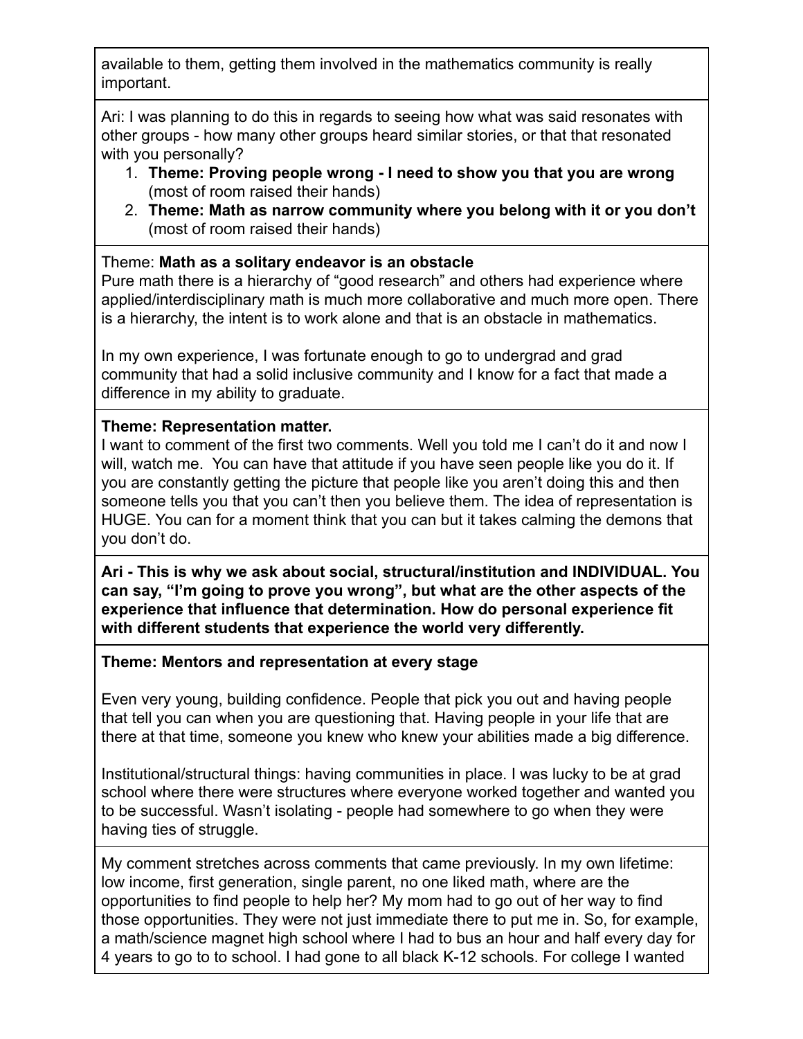available to them, getting them involved in the mathematics community is really important.

Ari: I was planning to do this in regards to seeing how what was said resonates with other groups - how many other groups heard similar stories, or that that resonated with you personally?

1. **Theme: Proving people wrong - I need to show you that you are wrong** (most of room raised their hands)
2. **Theme: Math as narrow community where you belong with it or you don't** (most of room raised their hands)

Theme: **Math as a solitary endeavor is an obstacle**
Pure math there is a hierarchy of "good research" and others had experience where applied/interdisciplinary math is much more collaborative and much more open. There is a hierarchy, the intent is to work alone and that is an obstacle in mathematics.

In my own experience, I was fortunate enough to go to undergrad and grad community that had a solid inclusive community and I know for a fact that made a difference in my ability to graduate.

**Theme: Representation matter.**
I want to comment of the first two comments. Well you told me I can't do it and now I will, watch me. You can have that attitude if you have seen people like you do it. If you are constantly getting the picture that people like you aren't doing this and then someone tells you that you can't then you believe them. The idea of representation is HUGE. You can for a moment think that you can but it takes calming the demons that you don't do.

**Ari - This is why we ask about social, structural/institution and INDIVIDUAL. You can say, "I'm going to prove you wrong", but what are the other aspects of the experience that influence that determination. How do personal experience fit with different students that experience the world very differently.**

**Theme: Mentors and representation at every stage**

Even very young, building confidence. People that pick you out and having people that tell you can when you are questioning that. Having people in your life that are there at that time, someone you knew who knew your abilities made a big difference.

Institutional/structural things: having communities in place. I was lucky to be at grad school where there were structures where everyone worked together and wanted you to be successful. Wasn't isolating - people had somewhere to go when they were having ties of struggle.

My comment stretches across comments that came previously. In my own lifetime: low income, first generation, single parent, no one liked math, where are the opportunities to find people to help her? My mom had to go out of her way to find those opportunities. They were not just immediate there to put me in. So, for example, a math/science magnet high school where I had to bus an hour and half every day for 4 years to go to to school. I had gone to all black K-12 schools. For college I wanted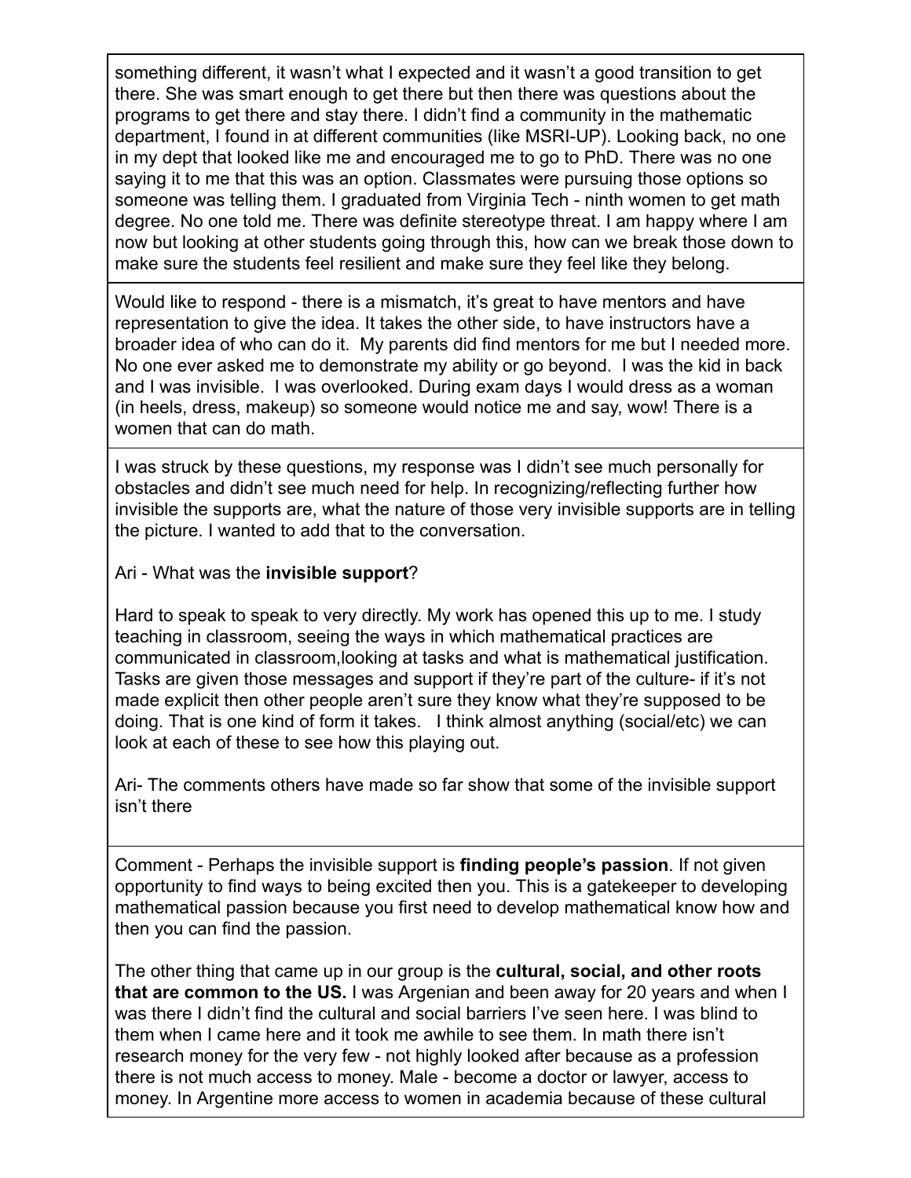| |
|---|
| something different, it wasn't what I expected and it wasn't a good transition to get there. She was smart enough to get there but then there was questions about the programs to get there and stay there. I didn't find a community in the mathematic department, I found in at different communities (like MSRI-UP). Looking back, no one in my dept that looked like me and encouraged me to go to PhD. There was no one saying it to me that this was an option. Classmates were pursuing those options so someone was telling them. I graduated from Virginia Tech - ninth women to get math degree. No one told me. There was definite stereotype threat. I am happy where I am now but looking at other students going through this, how can we break those down to make sure the students feel resilient and make sure they feel like they belong. |
| Would like to respond - there is a mismatch, it's great to have mentors and have representation to give the idea. It takes the other side, to have instructors have a broader idea of who can do it. My parents did find mentors for me but I needed more. No one ever asked me to demonstrate my ability or go beyond. I was the kid in back and I was invisible. I was overlooked. During exam days I would dress as a woman (in heels, dress, makeup) so someone would notice me and say, wow! There is a women that can do math. |
| I was struck by these questions, my response was I didn't see much personally for obstacles and didn't see much need for help. In recognizing/reflecting further how invisible the supports are, what the nature of those very invisible supports are in telling the picture. I wanted to add that to the conversation.<br><br>Ari - What was the **invisible support**?<br><br>Hard to speak to speak to very directly. My work has opened this up to me. I study teaching in classroom, seeing the ways in which mathematical practices are communicated in classroom,looking at tasks and what is mathematical justification. Tasks are given those messages and support if they're part of the culture- if it's not made explicit then other people aren't sure they know what they're supposed to be doing. That is one kind of form it takes. I think almost anything (social/etc) we can look at each of these to see how this playing out.<br><br>Ari- The comments others have made so far show that some of the invisible support isn't there |
| Comment - Perhaps the invisible support is **finding people's passion**. If not given opportunity to find ways to being excited then you. This is a gatekeeper to developing mathematical passion because you first need to develop mathematical know how and then you can find the passion.<br><br>The other thing that came up in our group is the **cultural, social, and other roots that are common to the US.** I was Argenian and been away for 20 years and when I was there I didn't find the cultural and social barriers I've seen here. I was blind to them when I came here and it took me awhile to see them. In math there isn't research money for the very few - not highly looked after because as a profession there is not much access to money. Male - become a doctor or lawyer, access to money. In Argentine more access to women in academia because of these cultural |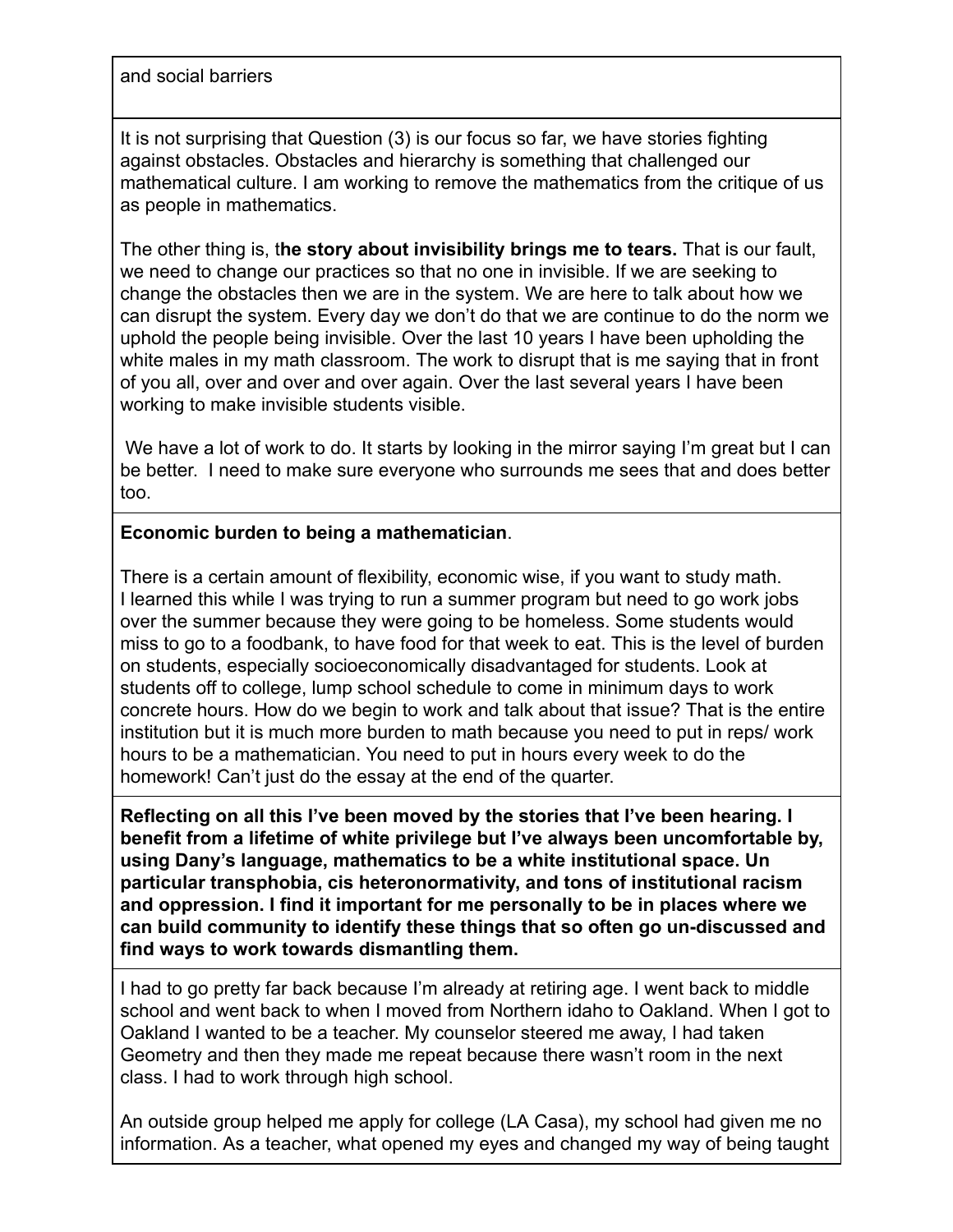and social barriers

It is not surprising that Question (3) is our focus so far, we have stories fighting against obstacles. Obstacles and hierarchy is something that challenged our mathematical culture. I am working to remove the mathematics from the critique of us as people in mathematics.

The other thing is, t**he story about invisibility brings me to tears.** That is our fault, we need to change our practices so that no one in invisible. If we are seeking to change the obstacles then we are in the system. We are here to talk about how we can disrupt the system. Every day we don't do that we are continue to do the norm we uphold the people being invisible. Over the last 10 years I have been upholding the white males in my math classroom. The work to disrupt that is me saying that in front of you all, over and over and over again. Over the last several years I have been working to make invisible students visible.

We have a lot of work to do. It starts by looking in the mirror saying I'm great but I can be better. I need to make sure everyone who surrounds me sees that and does better too.

**Economic burden to being a mathematician**.

There is a certain amount of flexibility, economic wise, if you want to study math. I learned this while I was trying to run a summer program but need to go work jobs over the summer because they were going to be homeless. Some students would miss to go to a foodbank, to have food for that week to eat. This is the level of burden on students, especially socioeconomically disadvantaged for students. Look at students off to college, lump school schedule to come in minimum days to work concrete hours. How do we begin to work and talk about that issue? That is the entire institution but it is much more burden to math because you need to put in reps/ work hours to be a mathematician. You need to put in hours every week to do the homework! Can't just do the essay at the end of the quarter.

**Reflecting on all this I've been moved by the stories that I've been hearing. I benefit from a lifetime of white privilege but I've always been uncomfortable by, using Dany's language, mathematics to be a white institutional space. Un particular transphobia, cis heteronormativity, and tons of institutional racism and oppression. I find it important for me personally to be in places where we can build community to identify these things that so often go un-discussed and find ways to work towards dismantling them.**

I had to go pretty far back because I'm already at retiring age. I went back to middle school and went back to when I moved from Northern idaho to Oakland. When I got to Oakland I wanted to be a teacher. My counselor steered me away, I had taken Geometry and then they made me repeat because there wasn't room in the next class. I had to work through high school.

An outside group helped me apply for college (LA Casa), my school had given me no information. As a teacher, what opened my eyes and changed my way of being taught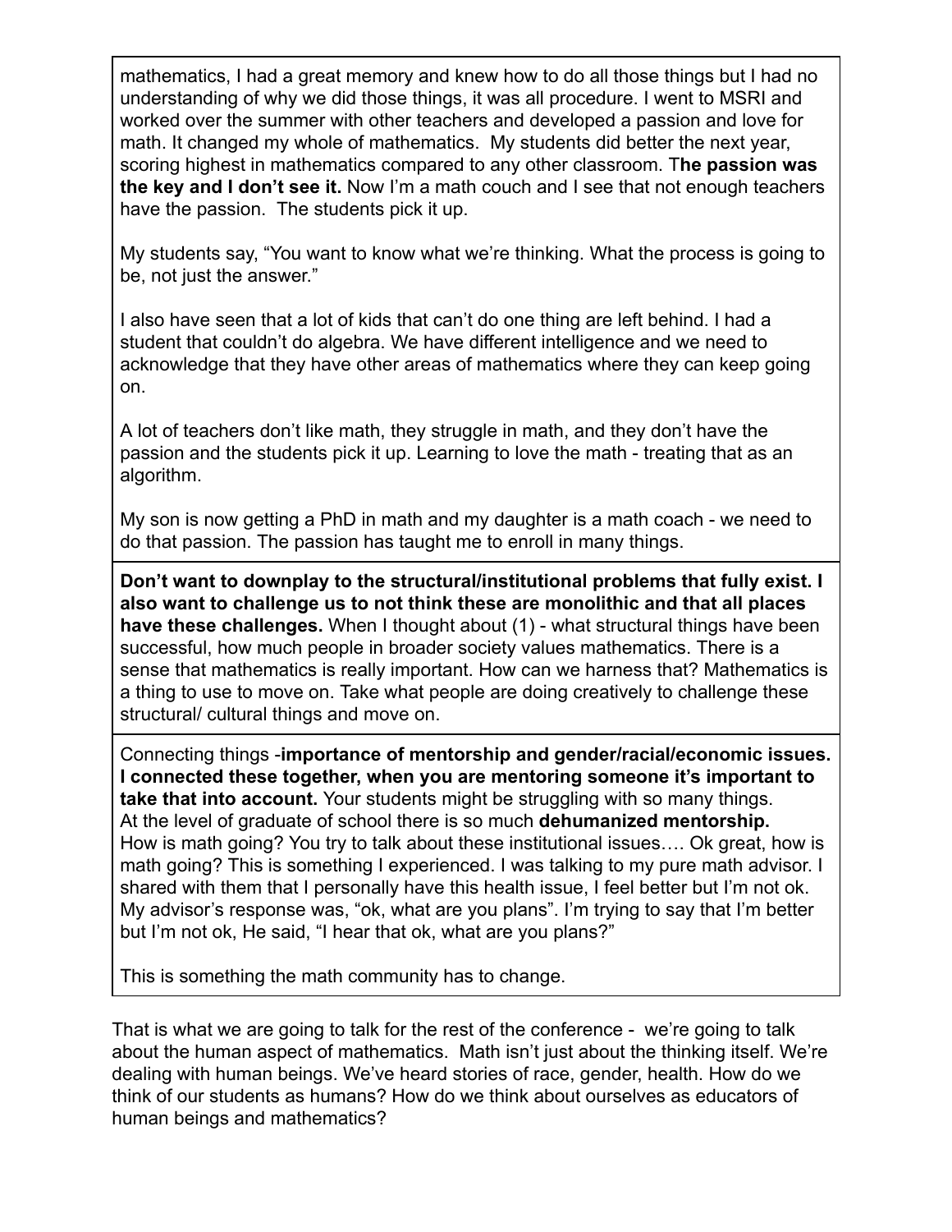mathematics, I had a great memory and knew how to do all those things but I had no understanding of why we did those things, it was all procedure. I went to MSRI and worked over the summer with other teachers and developed a passion and love for math. It changed my whole of mathematics. My students did better the next year, scoring highest in mathematics compared to any other classroom. T**he passion was the key and I don't see it.** Now I'm a math couch and I see that not enough teachers have the passion. The students pick it up.

My students say, "You want to know what we're thinking. What the process is going to be, not just the answer."

I also have seen that a lot of kids that can't do one thing are left behind. I had a student that couldn't do algebra. We have different intelligence and we need to acknowledge that they have other areas of mathematics where they can keep going on.

A lot of teachers don't like math, they struggle in math, and they don't have the passion and the students pick it up. Learning to love the math - treating that as an algorithm.

My son is now getting a PhD in math and my daughter is a math coach - we need to do that passion. The passion has taught me to enroll in many things.

---

**Don't want to downplay to the structural/institutional problems that fully exist. I also want to challenge us to not think these are monolithic and that all places have these challenges.** When I thought about (1) - what structural things have been successful, how much people in broader society values mathematics. There is a sense that mathematics is really important. How can we harness that? Mathematics is a thing to use to move on. Take what people are doing creatively to challenge these structural/ cultural things and move on.

---

Connecting things -**importance of mentorship and gender/racial/economic issues. I connected these together, when you are mentoring someone it's important to take that into account.** Your students might be struggling with so many things. At the level of graduate of school there is so much **dehumanized mentorship.** How is math going? You try to talk about these institutional issues…. Ok great, how is math going? This is something I experienced. I was talking to my pure math advisor. I shared with them that I personally have this health issue, I feel better but I'm not ok. My advisor's response was, "ok, what are you plans". I'm trying to say that I'm better but I'm not ok, He said, "I hear that ok, what are you plans?"

This is something the math community has to change.

---

That is what we are going to talk for the rest of the conference - we're going to talk about the human aspect of mathematics. Math isn't just about the thinking itself. We're dealing with human beings. We've heard stories of race, gender, health. How do we think of our students as humans? How do we think about ourselves as educators of human beings and mathematics?